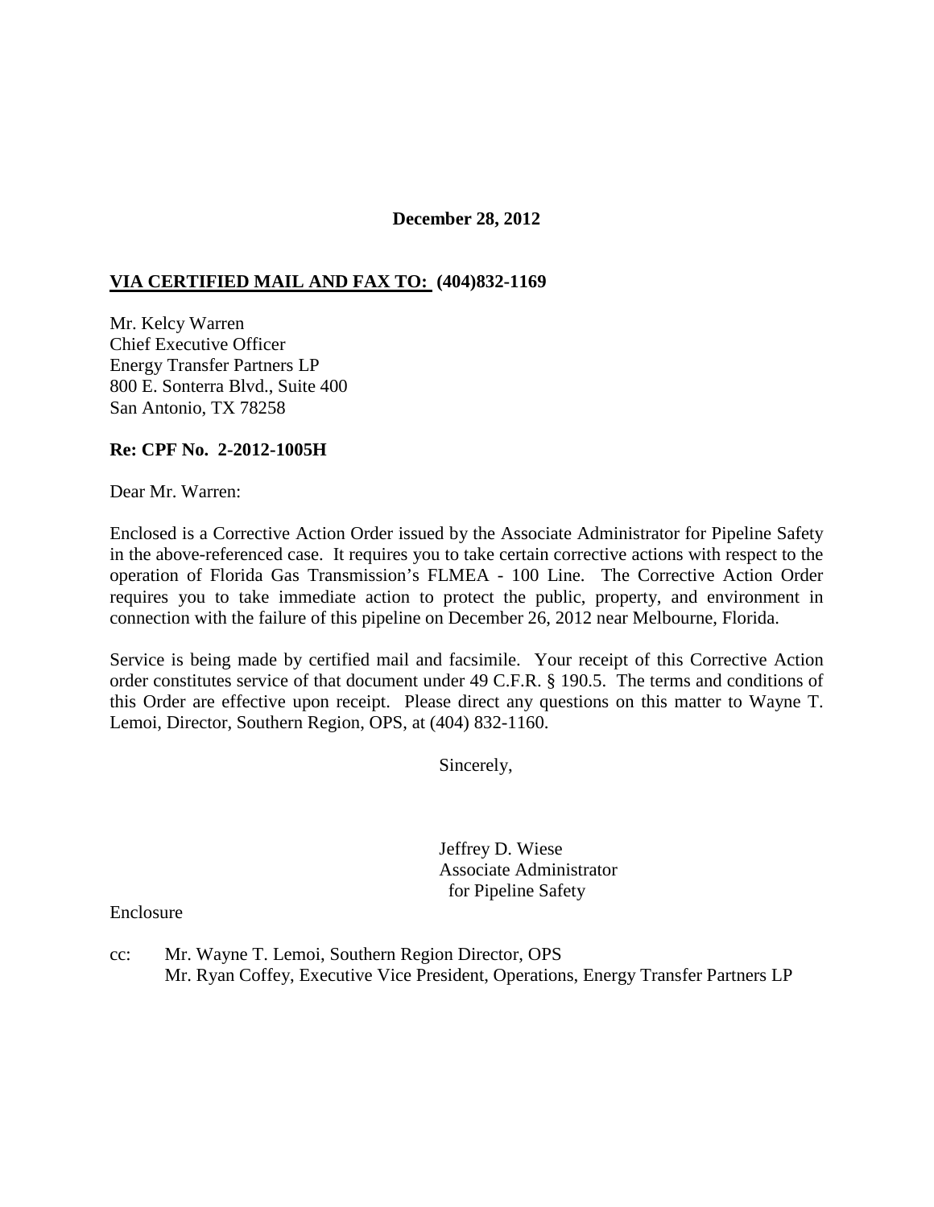**December 28, 2012**

**<u>VIA CERTIFIED MAIL AND FAX TO:</u> (404)832-1169**

Mr. Kelcy Warren
Chief Executive Officer
Energy Transfer Partners LP
800 E. Sonterra Blvd., Suite 400
San Antonio, TX 78258

**Re: CPF No. 2-2012-1005H**

Dear Mr. Warren:

Enclosed is a Corrective Action Order issued by the Associate Administrator for Pipeline Safety in the above-referenced case. It requires you to take certain corrective actions with respect to the operation of Florida Gas Transmission's FLMEA - 100 Line. The Corrective Action Order requires you to take immediate action to protect the public, property, and environment in connection with the failure of this pipeline on December 26, 2012 near Melbourne, Florida.

Service is being made by certified mail and facsimile. Your receipt of this Corrective Action order constitutes service of that document under 49 C.F.R. § 190.5. The terms and conditions of this Order are effective upon receipt. Please direct any questions on this matter to Wayne T. Lemoi, Director, Southern Region, OPS, at (404) 832-1160.

Sincerely,

Jeffrey D. Wiese
Associate Administrator
for Pipeline Safety

Enclosure

cc: Mr. Wayne T. Lemoi, Southern Region Director, OPS
Mr. Ryan Coffey, Executive Vice President, Operations, Energy Transfer Partners LP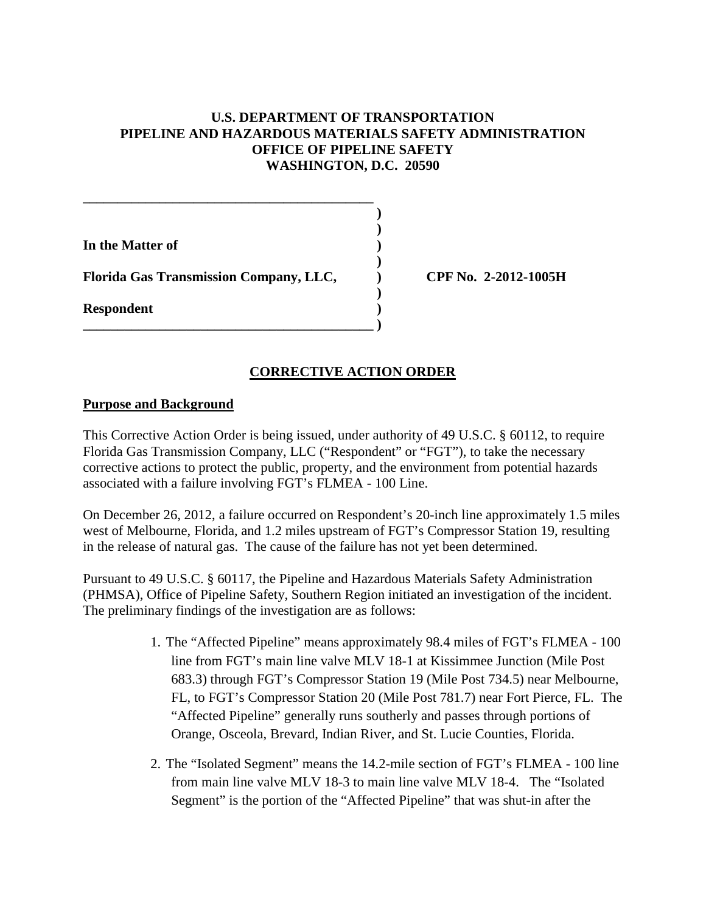# U.S. DEPARTMENT OF TRANSPORTATION
# PIPELINE AND HAZARDOUS MATERIALS SAFETY ADMINISTRATION
# OFFICE OF PIPELINE SAFETY
# WASHINGTON, D.C. 20590

| | | |
|---|---|---|
| **In the Matter of** | ) | |
| **Florida Gas Transmission Company, LLC,** | ) | **CPF No. 2-2012-1005H** |
| **Respondent** | ) | |

## CORRECTIVE ACTION ORDER

### Purpose and Background

This Corrective Action Order is being issued, under authority of 49 U.S.C. § 60112, to require Florida Gas Transmission Company, LLC ("Respondent" or "FGT"), to take the necessary corrective actions to protect the public, property, and the environment from potential hazards associated with a failure involving FGT's FLMEA - 100 Line.

On December 26, 2012, a failure occurred on Respondent's 20-inch line approximately 1.5 miles west of Melbourne, Florida, and 1.2 miles upstream of FGT's Compressor Station 19, resulting in the release of natural gas. The cause of the failure has not yet been determined.

Pursuant to 49 U.S.C. § 60117, the Pipeline and Hazardous Materials Safety Administration (PHMSA), Office of Pipeline Safety, Southern Region initiated an investigation of the incident. The preliminary findings of the investigation are as follows:

1. The "Affected Pipeline" means approximately 98.4 miles of FGT's FLMEA - 100 line from FGT's main line valve MLV 18-1 at Kissimmee Junction (Mile Post 683.3) through FGT's Compressor Station 19 (Mile Post 734.5) near Melbourne, FL, to FGT's Compressor Station 20 (Mile Post 781.7) near Fort Pierce, FL. The "Affected Pipeline" generally runs southerly and passes through portions of Orange, Osceola, Brevard, Indian River, and St. Lucie Counties, Florida.

2. The "Isolated Segment" means the 14.2-mile section of FGT's FLMEA - 100 line from main line valve MLV 18-3 to main line valve MLV 18-4. The "Isolated Segment" is the portion of the "Affected Pipeline" that was shut-in after the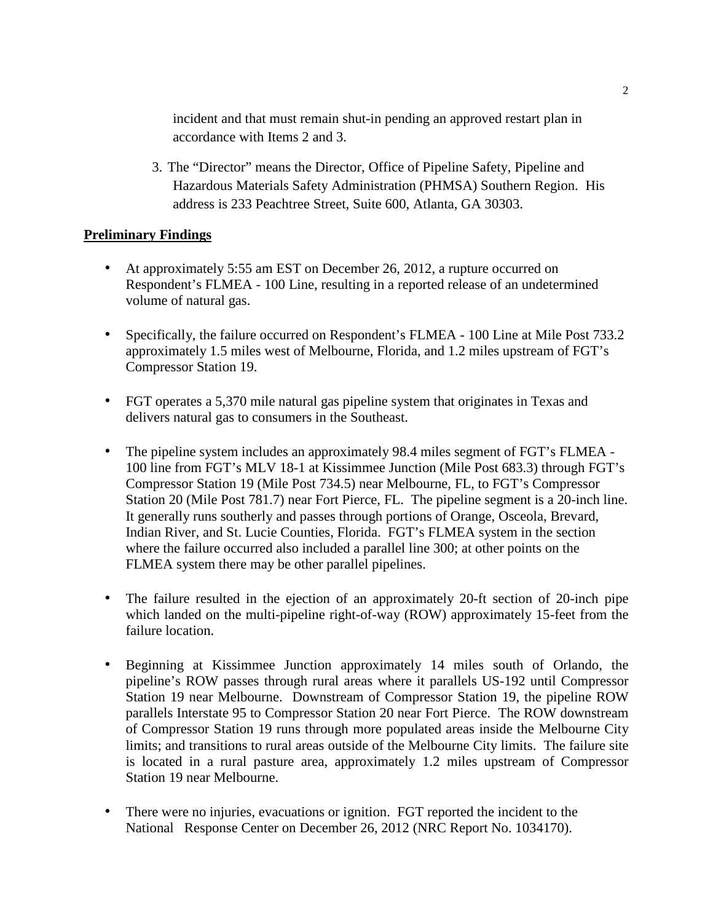incident and that must remain shut-in pending an approved restart plan in accordance with Items 2 and 3.

3. The "Director" means the Director, Office of Pipeline Safety, Pipeline and Hazardous Materials Safety Administration (PHMSA) Southern Region. His address is 233 Peachtree Street, Suite 600, Atlanta, GA 30303.

**Preliminary Findings**

- At approximately 5:55 am EST on December 26, 2012, a rupture occurred on Respondent's FLMEA - 100 Line, resulting in a reported release of an undetermined volume of natural gas.

- Specifically, the failure occurred on Respondent's FLMEA - 100 Line at Mile Post 733.2 approximately 1.5 miles west of Melbourne, Florida, and 1.2 miles upstream of FGT's Compressor Station 19.

- FGT operates a 5,370 mile natural gas pipeline system that originates in Texas and delivers natural gas to consumers in the Southeast.

- The pipeline system includes an approximately 98.4 miles segment of FGT's FLMEA - 100 line from FGT's MLV 18-1 at Kissimmee Junction (Mile Post 683.3) through FGT's Compressor Station 19 (Mile Post 734.5) near Melbourne, FL, to FGT's Compressor Station 20 (Mile Post 781.7) near Fort Pierce, FL. The pipeline segment is a 20-inch line. It generally runs southerly and passes through portions of Orange, Osceola, Brevard, Indian River, and St. Lucie Counties, Florida. FGT's FLMEA system in the section where the failure occurred also included a parallel line 300; at other points on the FLMEA system there may be other parallel pipelines.

- The failure resulted in the ejection of an approximately 20-ft section of 20-inch pipe which landed on the multi-pipeline right-of-way (ROW) approximately 15-feet from the failure location.

- Beginning at Kissimmee Junction approximately 14 miles south of Orlando, the pipeline's ROW passes through rural areas where it parallels US-192 until Compressor Station 19 near Melbourne. Downstream of Compressor Station 19, the pipeline ROW parallels Interstate 95 to Compressor Station 20 near Fort Pierce. The ROW downstream of Compressor Station 19 runs through more populated areas inside the Melbourne City limits; and transitions to rural areas outside of the Melbourne City limits. The failure site is located in a rural pasture area, approximately 1.2 miles upstream of Compressor Station 19 near Melbourne.

- There were no injuries, evacuations or ignition. FGT reported the incident to the National Response Center on December 26, 2012 (NRC Report No. 1034170).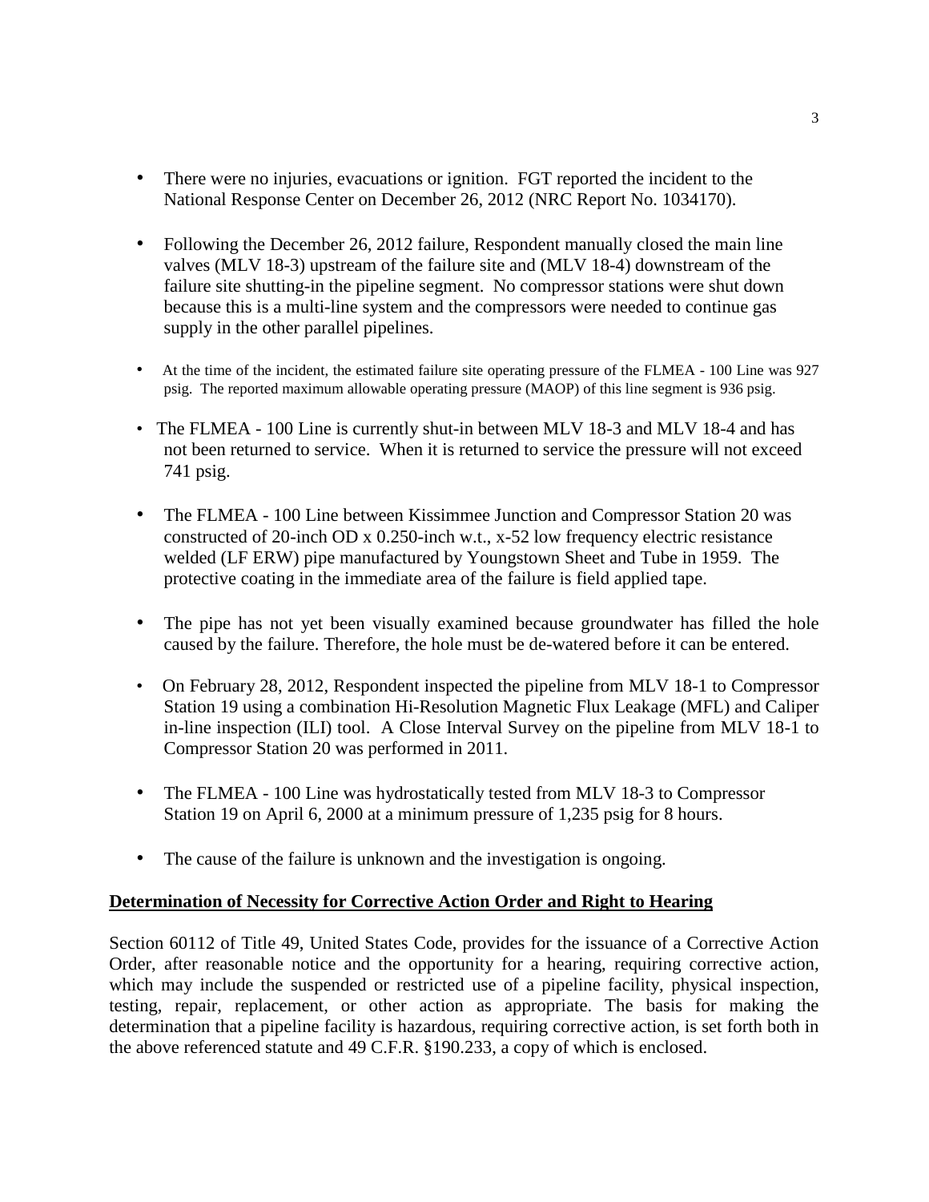- There were no injuries, evacuations or ignition. FGT reported the incident to the National Response Center on December 26, 2012 (NRC Report No. 1034170).

- Following the December 26, 2012 failure, Respondent manually closed the main line valves (MLV 18-3) upstream of the failure site and (MLV 18-4) downstream of the failure site shutting-in the pipeline segment. No compressor stations were shut down because this is a multi-line system and the compressors were needed to continue gas supply in the other parallel pipelines.

- At the time of the incident, the estimated failure site operating pressure of the FLMEA - 100 Line was 927 psig. The reported maximum allowable operating pressure (MAOP) of this line segment is 936 psig.

- The FLMEA - 100 Line is currently shut-in between MLV 18-3 and MLV 18-4 and has not been returned to service. When it is returned to service the pressure will not exceed 741 psig.

- The FLMEA - 100 Line between Kissimmee Junction and Compressor Station 20 was constructed of 20-inch OD x 0.250-inch w.t., x-52 low frequency electric resistance welded (LF ERW) pipe manufactured by Youngstown Sheet and Tube in 1959. The protective coating in the immediate area of the failure is field applied tape.

- The pipe has not yet been visually examined because groundwater has filled the hole caused by the failure. Therefore, the hole must be de-watered before it can be entered.

- On February 28, 2012, Respondent inspected the pipeline from MLV 18-1 to Compressor Station 19 using a combination Hi-Resolution Magnetic Flux Leakage (MFL) and Caliper in-line inspection (ILI) tool. A Close Interval Survey on the pipeline from MLV 18-1 to Compressor Station 20 was performed in 2011.

- The FLMEA - 100 Line was hydrostatically tested from MLV 18-3 to Compressor Station 19 on April 6, 2000 at a minimum pressure of 1,235 psig for 8 hours.

- The cause of the failure is unknown and the investigation is ongoing.

## Determination of Necessity for Corrective Action Order and Right to Hearing

Section 60112 of Title 49, United States Code, provides for the issuance of a Corrective Action Order, after reasonable notice and the opportunity for a hearing, requiring corrective action, which may include the suspended or restricted use of a pipeline facility, physical inspection, testing, repair, replacement, or other action as appropriate. The basis for making the determination that a pipeline facility is hazardous, requiring corrective action, is set forth both in the above referenced statute and 49 C.F.R. §190.233, a copy of which is enclosed.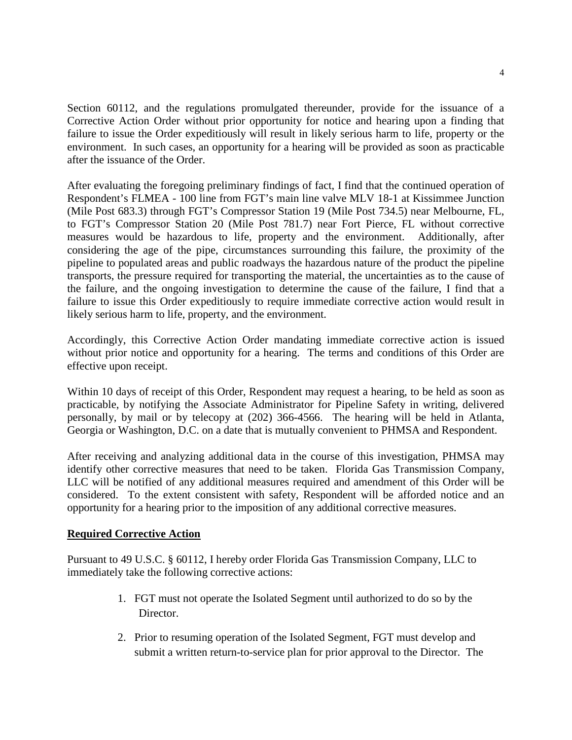Section 60112, and the regulations promulgated thereunder, provide for the issuance of a Corrective Action Order without prior opportunity for notice and hearing upon a finding that failure to issue the Order expeditiously will result in likely serious harm to life, property or the environment. In such cases, an opportunity for a hearing will be provided as soon as practicable after the issuance of the Order.

After evaluating the foregoing preliminary findings of fact, I find that the continued operation of Respondent's FLMEA - 100 line from FGT's main line valve MLV 18-1 at Kissimmee Junction (Mile Post 683.3) through FGT's Compressor Station 19 (Mile Post 734.5) near Melbourne, FL, to FGT's Compressor Station 20 (Mile Post 781.7) near Fort Pierce, FL without corrective measures would be hazardous to life, property and the environment. Additionally, after considering the age of the pipe, circumstances surrounding this failure, the proximity of the pipeline to populated areas and public roadways the hazardous nature of the product the pipeline transports, the pressure required for transporting the material, the uncertainties as to the cause of the failure, and the ongoing investigation to determine the cause of the failure, I find that a failure to issue this Order expeditiously to require immediate corrective action would result in likely serious harm to life, property, and the environment.

Accordingly, this Corrective Action Order mandating immediate corrective action is issued without prior notice and opportunity for a hearing. The terms and conditions of this Order are effective upon receipt.

Within 10 days of receipt of this Order, Respondent may request a hearing, to be held as soon as practicable, by notifying the Associate Administrator for Pipeline Safety in writing, delivered personally, by mail or by telecopy at (202) 366-4566. The hearing will be held in Atlanta, Georgia or Washington, D.C. on a date that is mutually convenient to PHMSA and Respondent.

After receiving and analyzing additional data in the course of this investigation, PHMSA may identify other corrective measures that need to be taken. Florida Gas Transmission Company, LLC will be notified of any additional measures required and amendment of this Order will be considered. To the extent consistent with safety, Respondent will be afforded notice and an opportunity for a hearing prior to the imposition of any additional corrective measures.

**Required Corrective Action**

Pursuant to 49 U.S.C. § 60112, I hereby order Florida Gas Transmission Company, LLC to immediately take the following corrective actions:

1. FGT must not operate the Isolated Segment until authorized to do so by the Director.

2. Prior to resuming operation of the Isolated Segment, FGT must develop and submit a written return-to-service plan for prior approval to the Director. The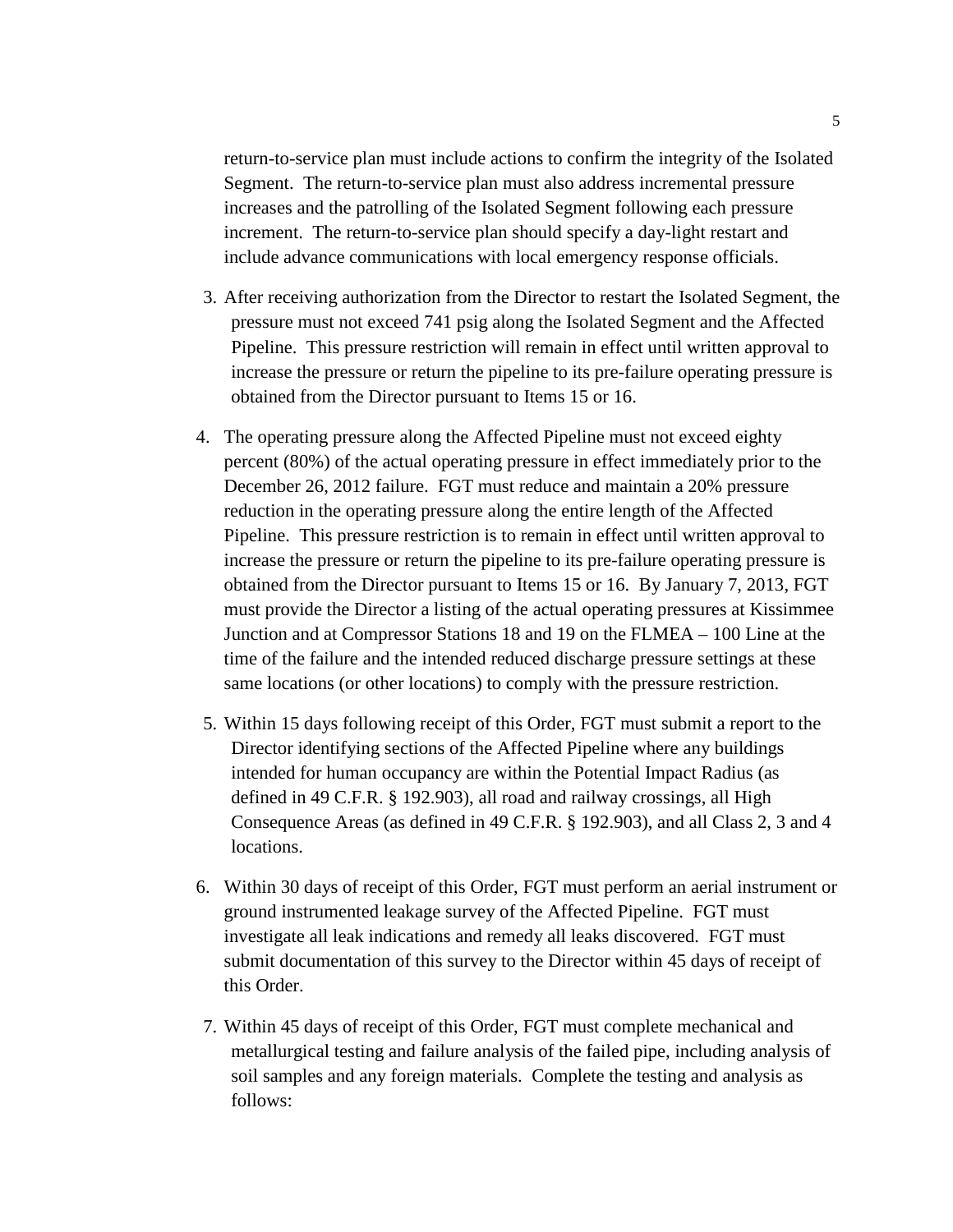return-to-service plan must include actions to confirm the integrity of the Isolated Segment. The return-to-service plan must also address incremental pressure increases and the patrolling of the Isolated Segment following each pressure increment. The return-to-service plan should specify a day-light restart and include advance communications with local emergency response officials.

3. After receiving authorization from the Director to restart the Isolated Segment, the pressure must not exceed 741 psig along the Isolated Segment and the Affected Pipeline. This pressure restriction will remain in effect until written approval to increase the pressure or return the pipeline to its pre-failure operating pressure is obtained from the Director pursuant to Items 15 or 16.

4. The operating pressure along the Affected Pipeline must not exceed eighty percent (80%) of the actual operating pressure in effect immediately prior to the December 26, 2012 failure. FGT must reduce and maintain a 20% pressure reduction in the operating pressure along the entire length of the Affected Pipeline. This pressure restriction is to remain in effect until written approval to increase the pressure or return the pipeline to its pre-failure operating pressure is obtained from the Director pursuant to Items 15 or 16. By January 7, 2013, FGT must provide the Director a listing of the actual operating pressures at Kissimmee Junction and at Compressor Stations 18 and 19 on the FLMEA – 100 Line at the time of the failure and the intended reduced discharge pressure settings at these same locations (or other locations) to comply with the pressure restriction.

5. Within 15 days following receipt of this Order, FGT must submit a report to the Director identifying sections of the Affected Pipeline where any buildings intended for human occupancy are within the Potential Impact Radius (as defined in 49 C.F.R. § 192.903), all road and railway crossings, all High Consequence Areas (as defined in 49 C.F.R. § 192.903), and all Class 2, 3 and 4 locations.

6. Within 30 days of receipt of this Order, FGT must perform an aerial instrument or ground instrumented leakage survey of the Affected Pipeline. FGT must investigate all leak indications and remedy all leaks discovered. FGT must submit documentation of this survey to the Director within 45 days of receipt of this Order.

7. Within 45 days of receipt of this Order, FGT must complete mechanical and metallurgical testing and failure analysis of the failed pipe, including analysis of soil samples and any foreign materials. Complete the testing and analysis as follows: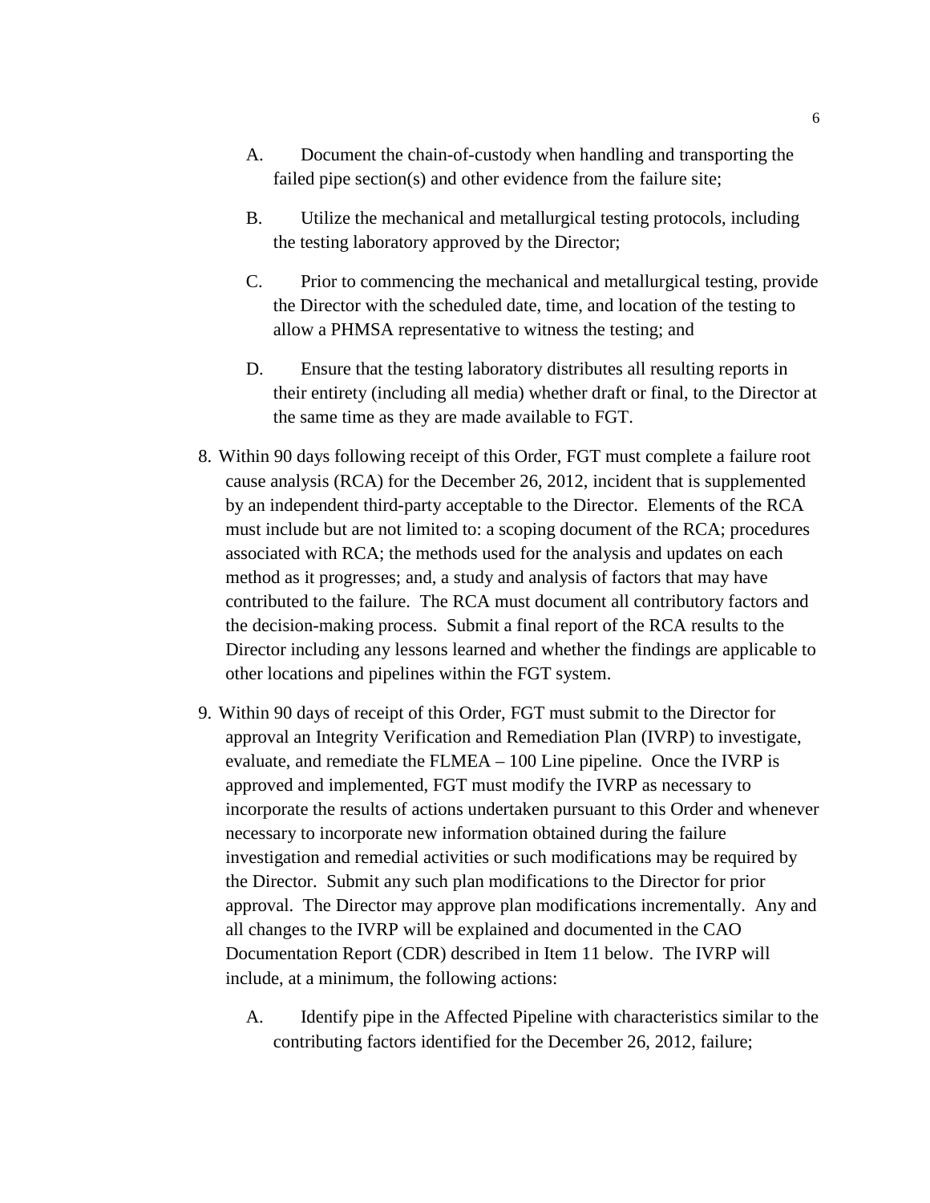A. Document the chain-of-custody when handling and transporting the failed pipe section(s) and other evidence from the failure site;

B. Utilize the mechanical and metallurgical testing protocols, including the testing laboratory approved by the Director;

C. Prior to commencing the mechanical and metallurgical testing, provide the Director with the scheduled date, time, and location of the testing to allow a PHMSA representative to witness the testing; and

D. Ensure that the testing laboratory distributes all resulting reports in their entirety (including all media) whether draft or final, to the Director at the same time as they are made available to FGT.

8. Within 90 days following receipt of this Order, FGT must complete a failure root cause analysis (RCA) for the December 26, 2012, incident that is supplemented by an independent third-party acceptable to the Director. Elements of the RCA must include but are not limited to: a scoping document of the RCA; procedures associated with RCA; the methods used for the analysis and updates on each method as it progresses; and, a study and analysis of factors that may have contributed to the failure. The RCA must document all contributory factors and the decision-making process. Submit a final report of the RCA results to the Director including any lessons learned and whether the findings are applicable to other locations and pipelines within the FGT system.

9. Within 90 days of receipt of this Order, FGT must submit to the Director for approval an Integrity Verification and Remediation Plan (IVRP) to investigate, evaluate, and remediate the FLMEA – 100 Line pipeline. Once the IVRP is approved and implemented, FGT must modify the IVRP as necessary to incorporate the results of actions undertaken pursuant to this Order and whenever necessary to incorporate new information obtained during the failure investigation and remedial activities or such modifications may be required by the Director. Submit any such plan modifications to the Director for prior approval. The Director may approve plan modifications incrementally. Any and all changes to the IVRP will be explained and documented in the CAO Documentation Report (CDR) described in Item 11 below. The IVRP will include, at a minimum, the following actions:

   A. Identify pipe in the Affected Pipeline with characteristics similar to the contributing factors identified for the December 26, 2012, failure;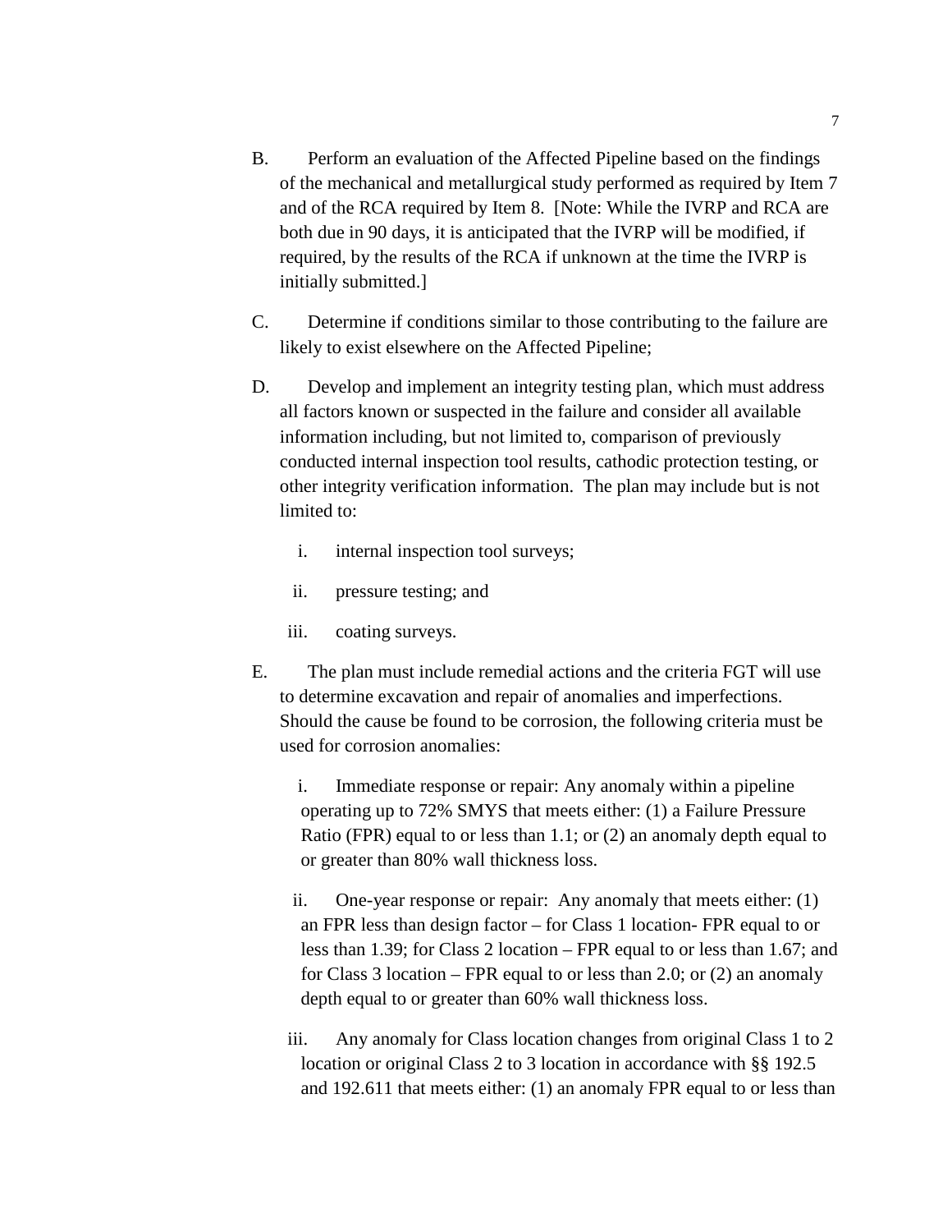B. Perform an evaluation of the Affected Pipeline based on the findings of the mechanical and metallurgical study performed as required by Item 7 and of the RCA required by Item 8. [Note: While the IVRP and RCA are both due in 90 days, it is anticipated that the IVRP will be modified, if required, by the results of the RCA if unknown at the time the IVRP is initially submitted.]

C. Determine if conditions similar to those contributing to the failure are likely to exist elsewhere on the Affected Pipeline;

D. Develop and implement an integrity testing plan, which must address all factors known or suspected in the failure and consider all available information including, but not limited to, comparison of previously conducted internal inspection tool results, cathodic protection testing, or other integrity verification information. The plan may include but is not limited to:

   i. internal inspection tool surveys;

   ii. pressure testing; and

   iii. coating surveys.

E. The plan must include remedial actions and the criteria FGT will use to determine excavation and repair of anomalies and imperfections. Should the cause be found to be corrosion, the following criteria must be used for corrosion anomalies:

   i. Immediate response or repair: Any anomaly within a pipeline operating up to 72% SMYS that meets either: (1) a Failure Pressure Ratio (FPR) equal to or less than 1.1; or (2) an anomaly depth equal to or greater than 80% wall thickness loss.

   ii. One-year response or repair: Any anomaly that meets either: (1) an FPR less than design factor – for Class 1 location- FPR equal to or less than 1.39; for Class 2 location – FPR equal to or less than 1.67; and for Class 3 location – FPR equal to or less than 2.0; or (2) an anomaly depth equal to or greater than 60% wall thickness loss.

   iii. Any anomaly for Class location changes from original Class 1 to 2 location or original Class 2 to 3 location in accordance with §§ 192.5 and 192.611 that meets either: (1) an anomaly FPR equal to or less than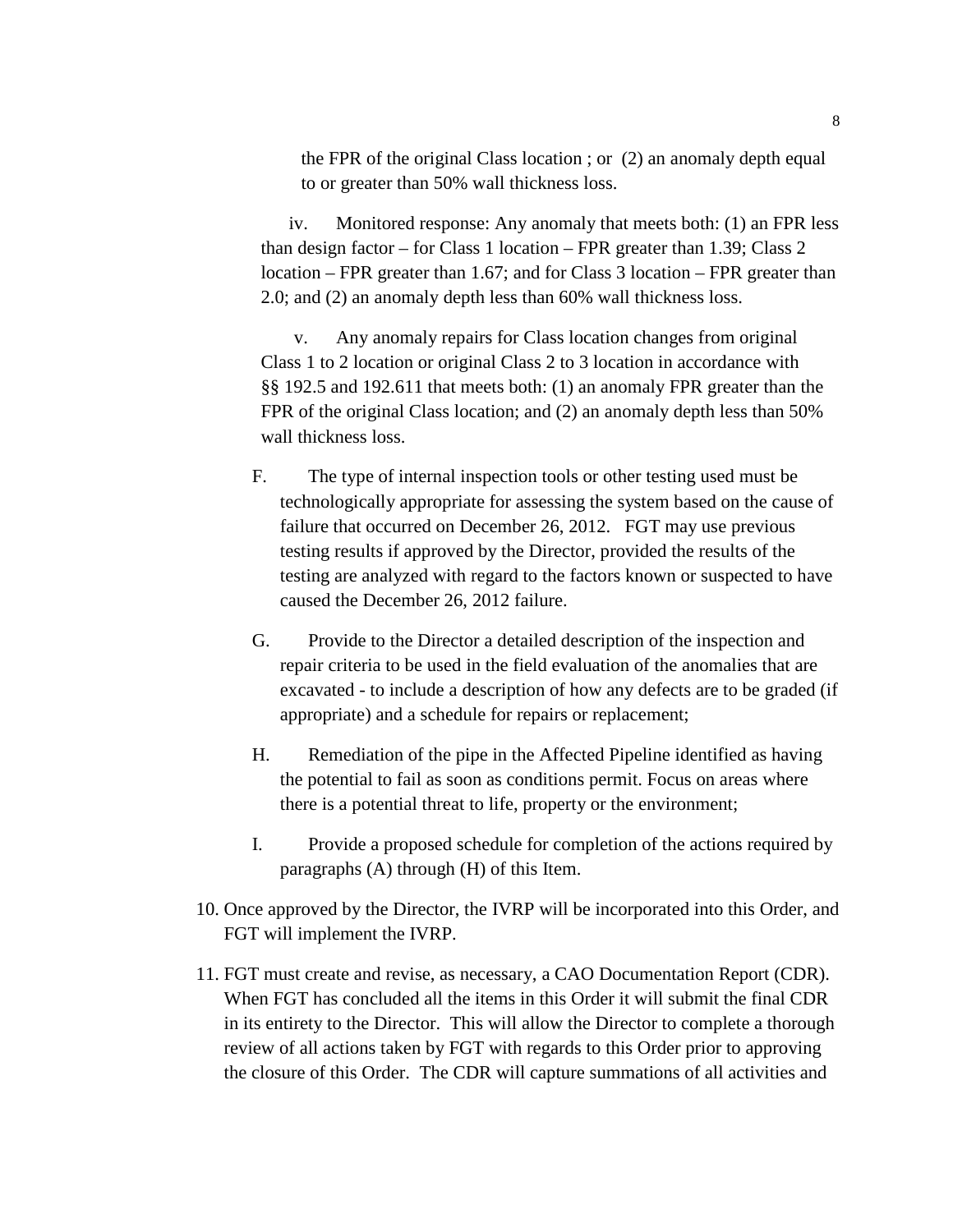the FPR of the original Class location ; or (2) an anomaly depth equal to or greater than 50% wall thickness loss.

iv. Monitored response: Any anomaly that meets both: (1) an FPR less than design factor – for Class 1 location – FPR greater than 1.39; Class 2 location – FPR greater than 1.67; and for Class 3 location – FPR greater than 2.0; and (2) an anomaly depth less than 60% wall thickness loss.

v. Any anomaly repairs for Class location changes from original Class 1 to 2 location or original Class 2 to 3 location in accordance with §§ 192.5 and 192.611 that meets both: (1) an anomaly FPR greater than the FPR of the original Class location; and (2) an anomaly depth less than 50% wall thickness loss.

F. The type of internal inspection tools or other testing used must be technologically appropriate for assessing the system based on the cause of failure that occurred on December 26, 2012. FGT may use previous testing results if approved by the Director, provided the results of the testing are analyzed with regard to the factors known or suspected to have caused the December 26, 2012 failure.

G. Provide to the Director a detailed description of the inspection and repair criteria to be used in the field evaluation of the anomalies that are excavated - to include a description of how any defects are to be graded (if appropriate) and a schedule for repairs or replacement;

H. Remediation of the pipe in the Affected Pipeline identified as having the potential to fail as soon as conditions permit. Focus on areas where there is a potential threat to life, property or the environment;

I. Provide a proposed schedule for completion of the actions required by paragraphs (A) through (H) of this Item.

10. Once approved by the Director, the IVRP will be incorporated into this Order, and FGT will implement the IVRP.

11. FGT must create and revise, as necessary, a CAO Documentation Report (CDR). When FGT has concluded all the items in this Order it will submit the final CDR in its entirety to the Director. This will allow the Director to complete a thorough review of all actions taken by FGT with regards to this Order prior to approving the closure of this Order. The CDR will capture summations of all activities and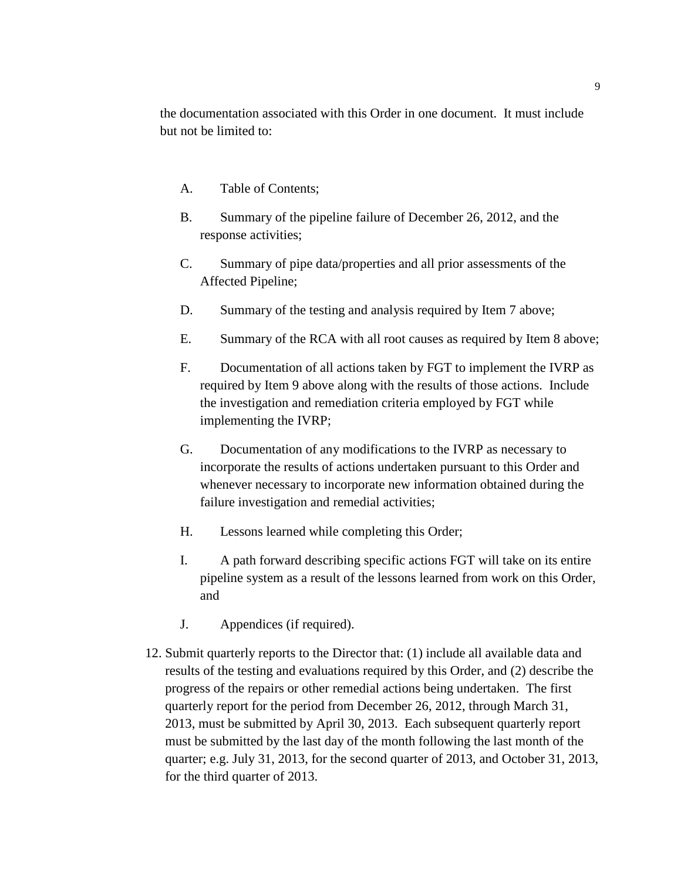the documentation associated with this Order in one document. It must include but not be limited to:

A. Table of Contents;

B. Summary of the pipeline failure of December 26, 2012, and the response activities;

C. Summary of pipe data/properties and all prior assessments of the Affected Pipeline;

D. Summary of the testing and analysis required by Item 7 above;

E. Summary of the RCA with all root causes as required by Item 8 above;

F. Documentation of all actions taken by FGT to implement the IVRP as required by Item 9 above along with the results of those actions. Include the investigation and remediation criteria employed by FGT while implementing the IVRP;

G. Documentation of any modifications to the IVRP as necessary to incorporate the results of actions undertaken pursuant to this Order and whenever necessary to incorporate new information obtained during the failure investigation and remedial activities;

H. Lessons learned while completing this Order;

I. A path forward describing specific actions FGT will take on its entire pipeline system as a result of the lessons learned from work on this Order, and

J. Appendices (if required).

12. Submit quarterly reports to the Director that: (1) include all available data and results of the testing and evaluations required by this Order, and (2) describe the progress of the repairs or other remedial actions being undertaken. The first quarterly report for the period from December 26, 2012, through March 31, 2013, must be submitted by April 30, 2013. Each subsequent quarterly report must be submitted by the last day of the month following the last month of the quarter; e.g. July 31, 2013, for the second quarter of 2013, and October 31, 2013, for the third quarter of 2013.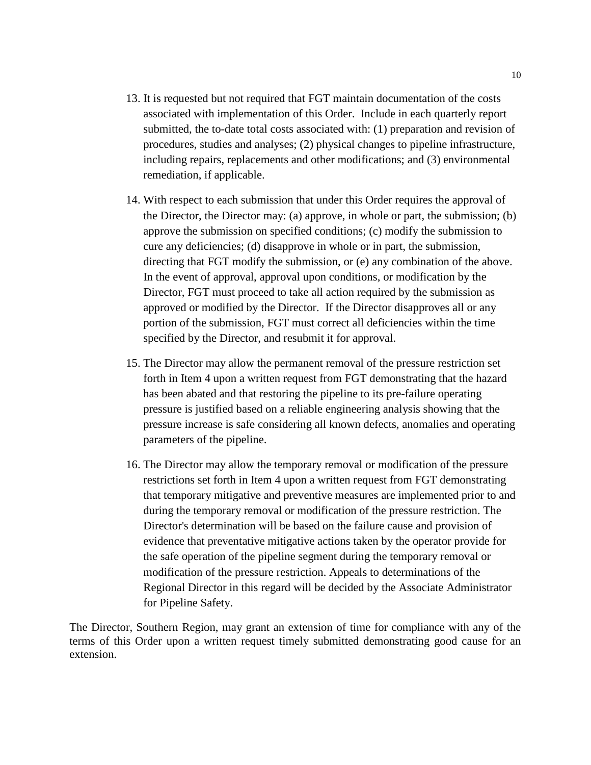13. It is requested but not required that FGT maintain documentation of the costs associated with implementation of this Order. Include in each quarterly report submitted, the to-date total costs associated with: (1) preparation and revision of procedures, studies and analyses; (2) physical changes to pipeline infrastructure, including repairs, replacements and other modifications; and (3) environmental remediation, if applicable.

14. With respect to each submission that under this Order requires the approval of the Director, the Director may: (a) approve, in whole or part, the submission; (b) approve the submission on specified conditions; (c) modify the submission to cure any deficiencies; (d) disapprove in whole or in part, the submission, directing that FGT modify the submission, or (e) any combination of the above. In the event of approval, approval upon conditions, or modification by the Director, FGT must proceed to take all action required by the submission as approved or modified by the Director. If the Director disapproves all or any portion of the submission, FGT must correct all deficiencies within the time specified by the Director, and resubmit it for approval.

15. The Director may allow the permanent removal of the pressure restriction set forth in Item 4 upon a written request from FGT demonstrating that the hazard has been abated and that restoring the pipeline to its pre-failure operating pressure is justified based on a reliable engineering analysis showing that the pressure increase is safe considering all known defects, anomalies and operating parameters of the pipeline.

16. The Director may allow the temporary removal or modification of the pressure restrictions set forth in Item 4 upon a written request from FGT demonstrating that temporary mitigative and preventive measures are implemented prior to and during the temporary removal or modification of the pressure restriction. The Director's determination will be based on the failure cause and provision of evidence that preventative mitigative actions taken by the operator provide for the safe operation of the pipeline segment during the temporary removal or modification of the pressure restriction. Appeals to determinations of the Regional Director in this regard will be decided by the Associate Administrator for Pipeline Safety.

The Director, Southern Region, may grant an extension of time for compliance with any of the terms of this Order upon a written request timely submitted demonstrating good cause for an extension.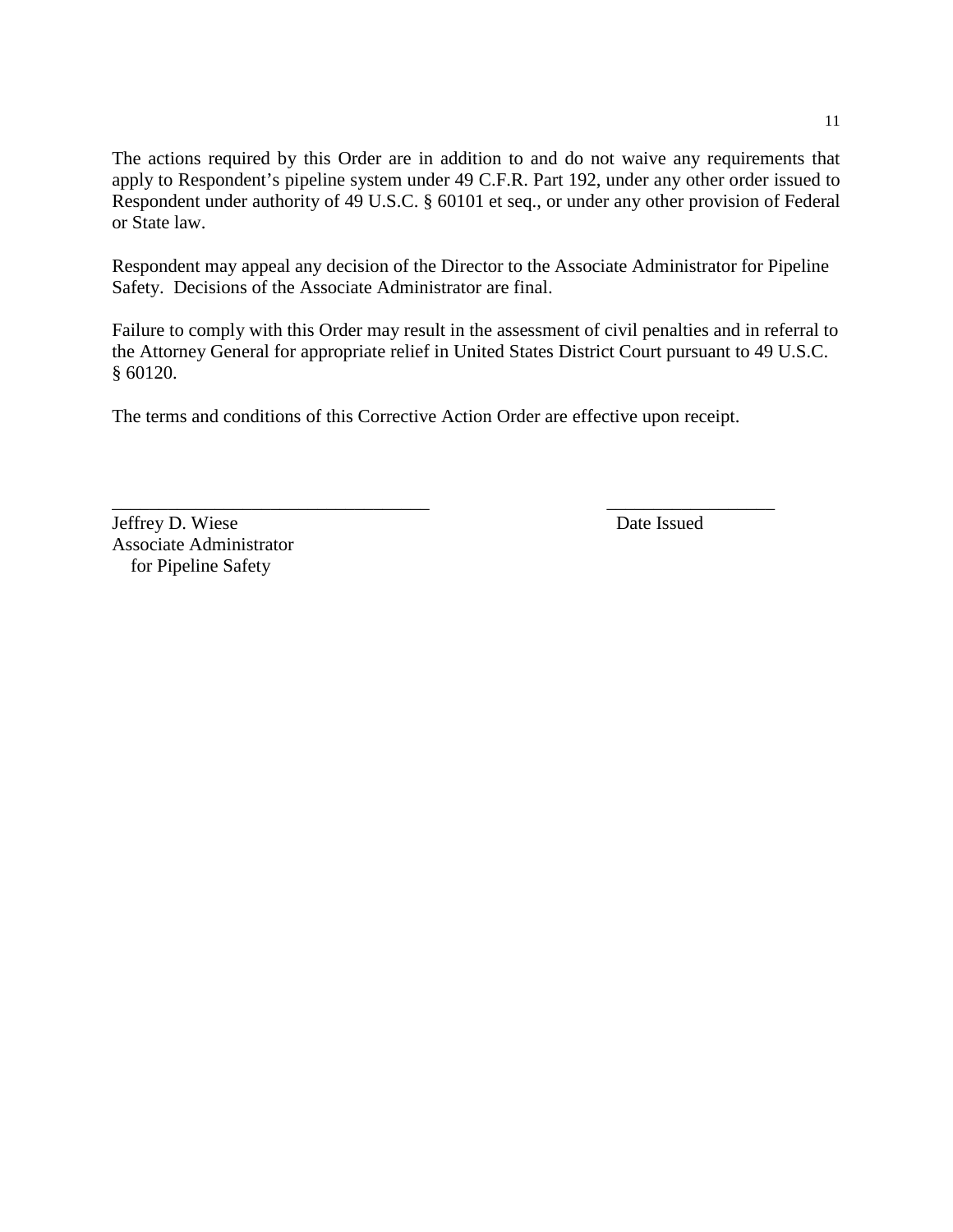The actions required by this Order are in addition to and do not waive any requirements that apply to Respondent's pipeline system under 49 C.F.R. Part 192, under any other order issued to Respondent under authority of 49 U.S.C. § 60101 et seq., or under any other provision of Federal or State law.

Respondent may appeal any decision of the Director to the Associate Administrator for Pipeline Safety. Decisions of the Associate Administrator are final.

Failure to comply with this Order may result in the assessment of civil penalties and in referral to the Attorney General for appropriate relief in United States District Court pursuant to 49 U.S.C. § 60120.

The terms and conditions of this Corrective Action Order are effective upon receipt.

___________________________________ ___________________

Jeffrey D. Wiese Date Issued

Associate Administrator
for Pipeline Safety